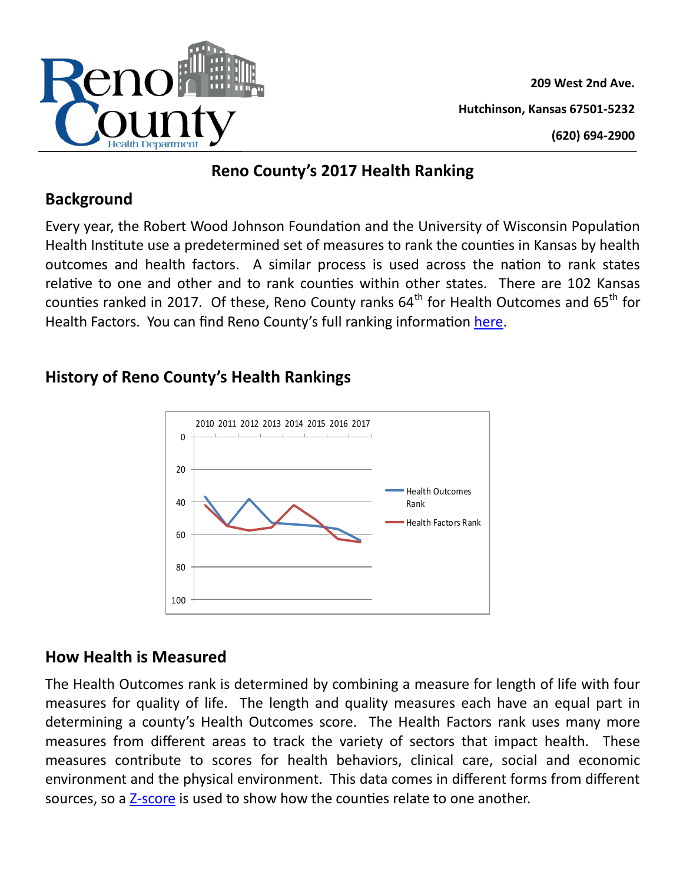Reno County Health Department

209 West 2nd Ave.

Hutchinson, Kansas 67501-5232

(620) 694-2900

# Reno County's 2017 Health Ranking

## Background

Every year, the Robert Wood Johnson Foundation and the University of Wisconsin Population Health Institute use a predetermined set of measures to rank the counties in Kansas by health outcomes and health factors. A similar process is used across the nation to rank states relative to one and other and to rank counties within other states. There are 102 Kansas counties ranked in 2017. Of these, Reno County ranks 64th for Health Outcomes and 65th for Health Factors. You can find Reno County's full ranking information here.

## History of Reno County's Health Rankings

## How Health is Measured

The Health Outcomes rank is determined by combining a measure for length of life with four measures for quality of life. The length and quality measures each have an equal part in determining a county's Health Outcomes score. The Health Factors rank uses many more measures from different areas to track the variety of sectors that impact health. These measures contribute to scores for health behaviors, clinical care, social and economic environment and the physical environment. This data comes in different forms from different sources, so a Z-score is used to show how the counties relate to one another.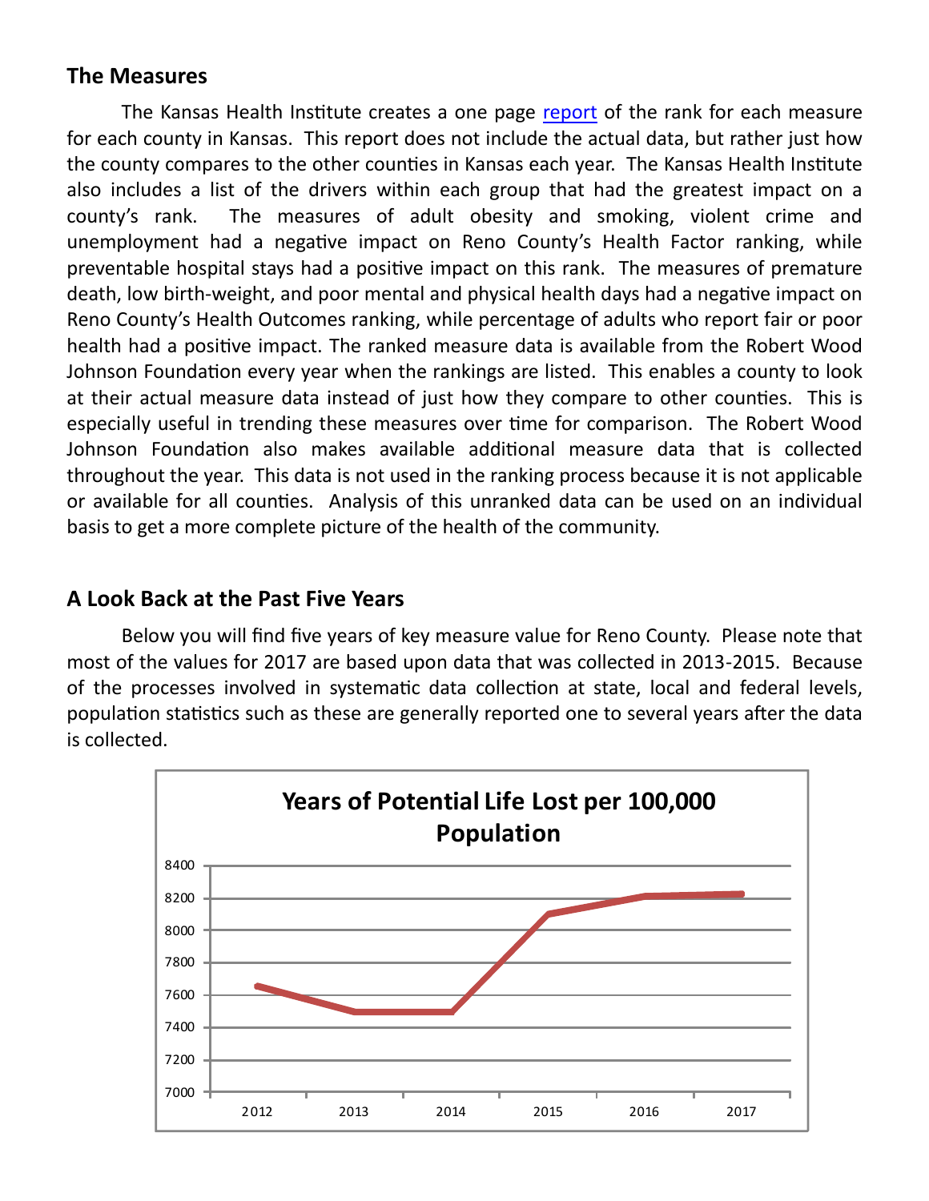## The Measures

The Kansas Health Institute creates a one page report of the rank for each measure for each county in Kansas. This report does not include the actual data, but rather just how the county compares to the other counties in Kansas each year. The Kansas Health Institute also includes a list of the drivers within each group that had the greatest impact on a county's rank. The measures of adult obesity and smoking, violent crime and unemployment had a negative impact on Reno County's Health Factor ranking, while preventable hospital stays had a positive impact on this rank. The measures of premature death, low birth-weight, and poor mental and physical health days had a negative impact on Reno County's Health Outcomes ranking, while percentage of adults who report fair or poor health had a positive impact. The ranked measure data is available from the Robert Wood Johnson Foundation every year when the rankings are listed. This enables a county to look at their actual measure data instead of just how they compare to other counties. This is especially useful in trending these measures over time for comparison. The Robert Wood Johnson Foundation also makes available additional measure data that is collected throughout the year. This data is not used in the ranking process because it is not applicable or available for all counties. Analysis of this unranked data can be used on an individual basis to get a more complete picture of the health of the community.

## A Look Back at the Past Five Years

Below you will find five years of key measure value for Reno County. Please note that most of the values for 2017 are based upon data that was collected in 2013-2015. Because of the processes involved in systematic data collection at state, local and federal levels, population statistics such as these are generally reported one to several years after the data is collected.

**Years of Potential Life Lost per 100,000 Population**

| Year | Value (approx.) |
|---|---|
| 2012 | 7660 |
| 2013 | 7500 |
| 2014 | 7500 |
| 2015 | 8100 |
| 2016 | 8210 |
| 2017 | 8220 |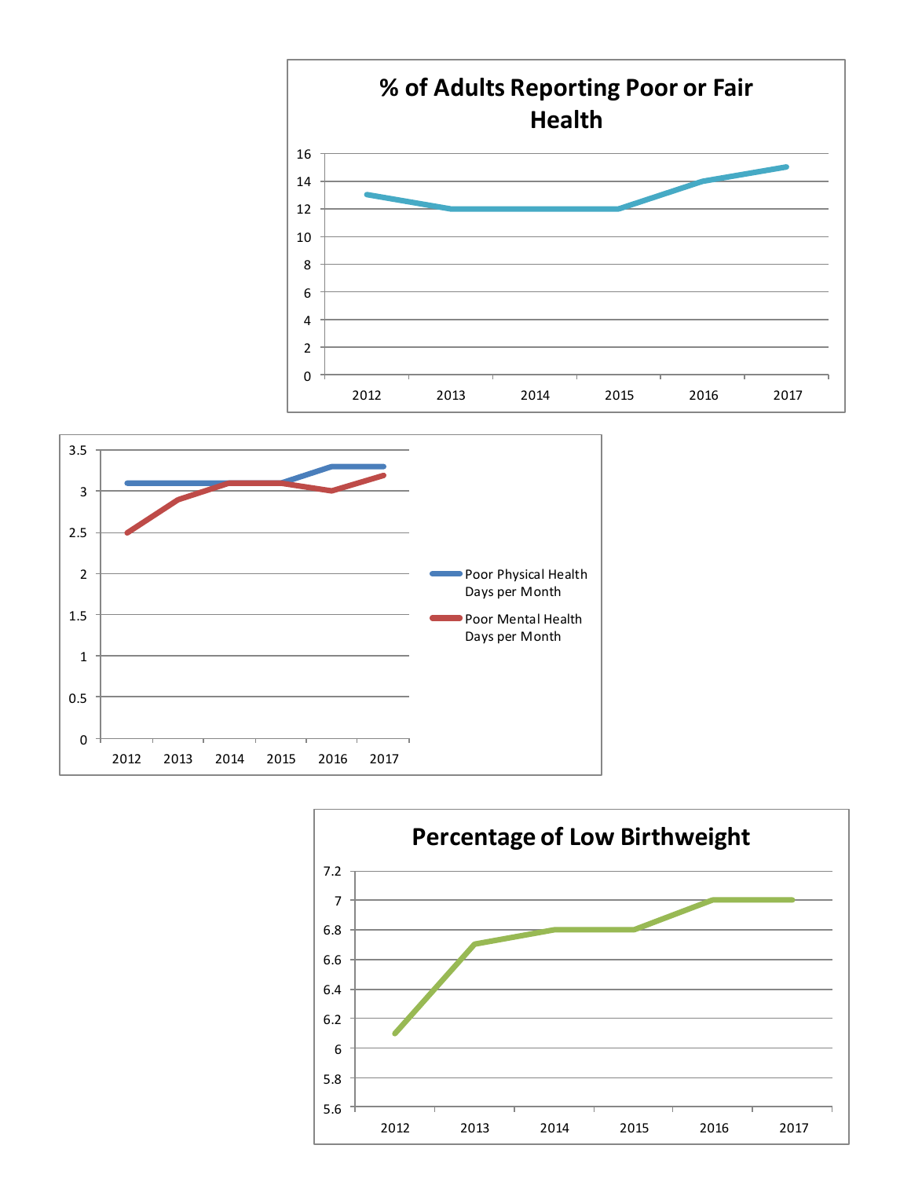## % of Adults Reporting Poor or Fair Health

| Year | % |
|---|---|
| 2012 | 13 |
| 2013 | 12 |
| 2014 | 12 |
| 2015 | 12 |
| 2016 | 14 |
| 2017 | 15 |

| Year | Poor Physical Health Days per Month | Poor Mental Health Days per Month |
|---|---|---|
| 2012 | 3.1 | 2.5 |
| 2013 | 3.1 | 2.9 |
| 2014 | 3.1 | 3.1 |
| 2015 | 3.1 | 3.1 |
| 2016 | 3.3 | 3.0 |
| 2017 | 3.3 | 3.2 |

## Percentage of Low Birthweight

| Year | % |
|---|---|
| 2012 | 6.1 |
| 2013 | 6.7 |
| 2014 | 6.8 |
| 2015 | 6.8 |
| 2016 | 7 |
| 2017 | 7 |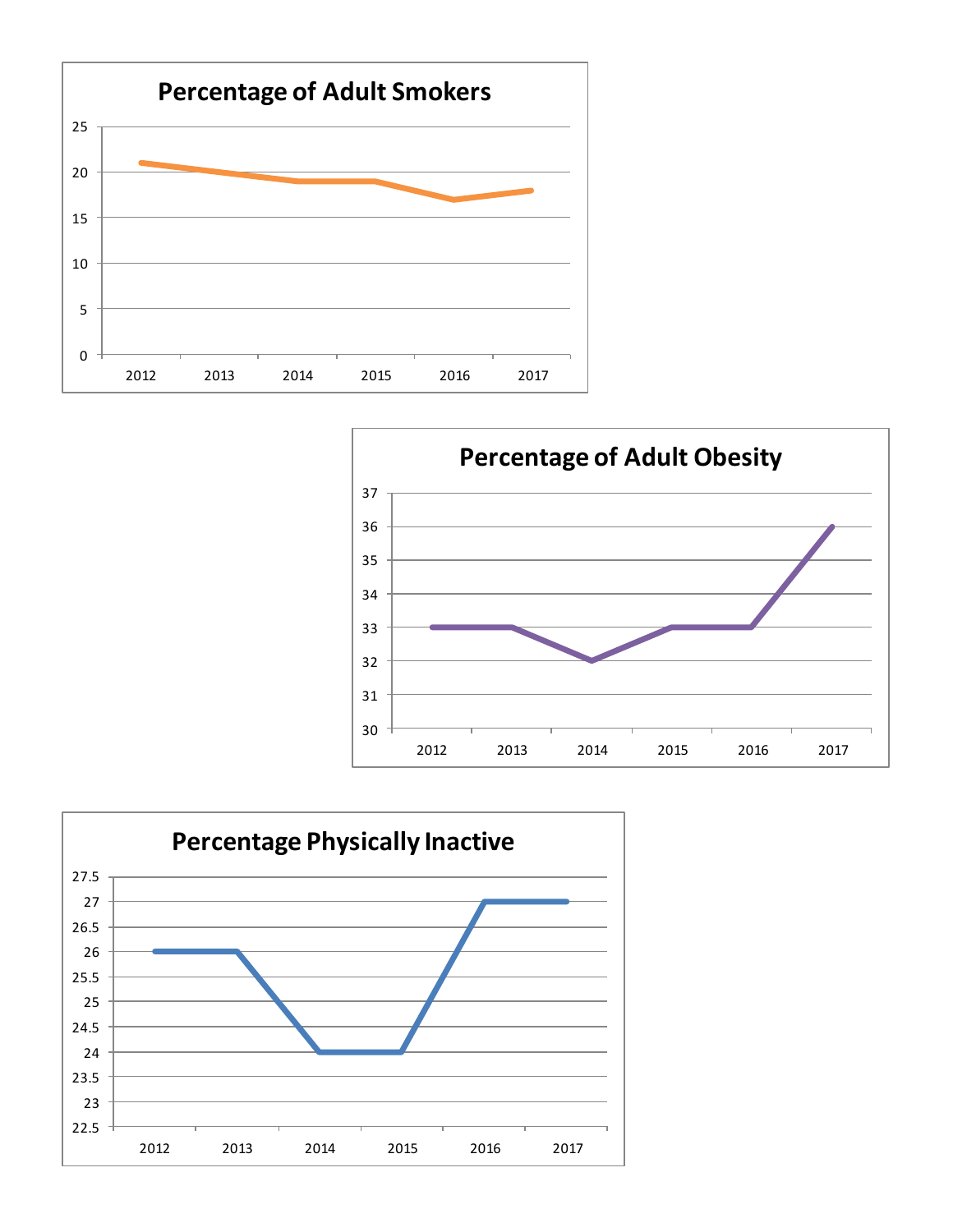**Percentage of Adult Smokers**

| Year | Percentage |
|---|---|
| 2012 | 21 |
| 2013 | 20 |
| 2014 | 19 |
| 2015 | 19 |
| 2016 | 17 |
| 2017 | 18 |

**Percentage of Adult Obesity**

| Year | Percentage |
|---|---|
| 2012 | 33 |
| 2013 | 33 |
| 2014 | 32 |
| 2015 | 33 |
| 2016 | 33 |
| 2017 | 36 |

**Percentage Physically Inactive**

| Year | Percentage |
|---|---|
| 2012 | 26 |
| 2013 | 26 |
| 2014 | 24 |
| 2015 | 24 |
| 2016 | 27 |
| 2017 | 27 |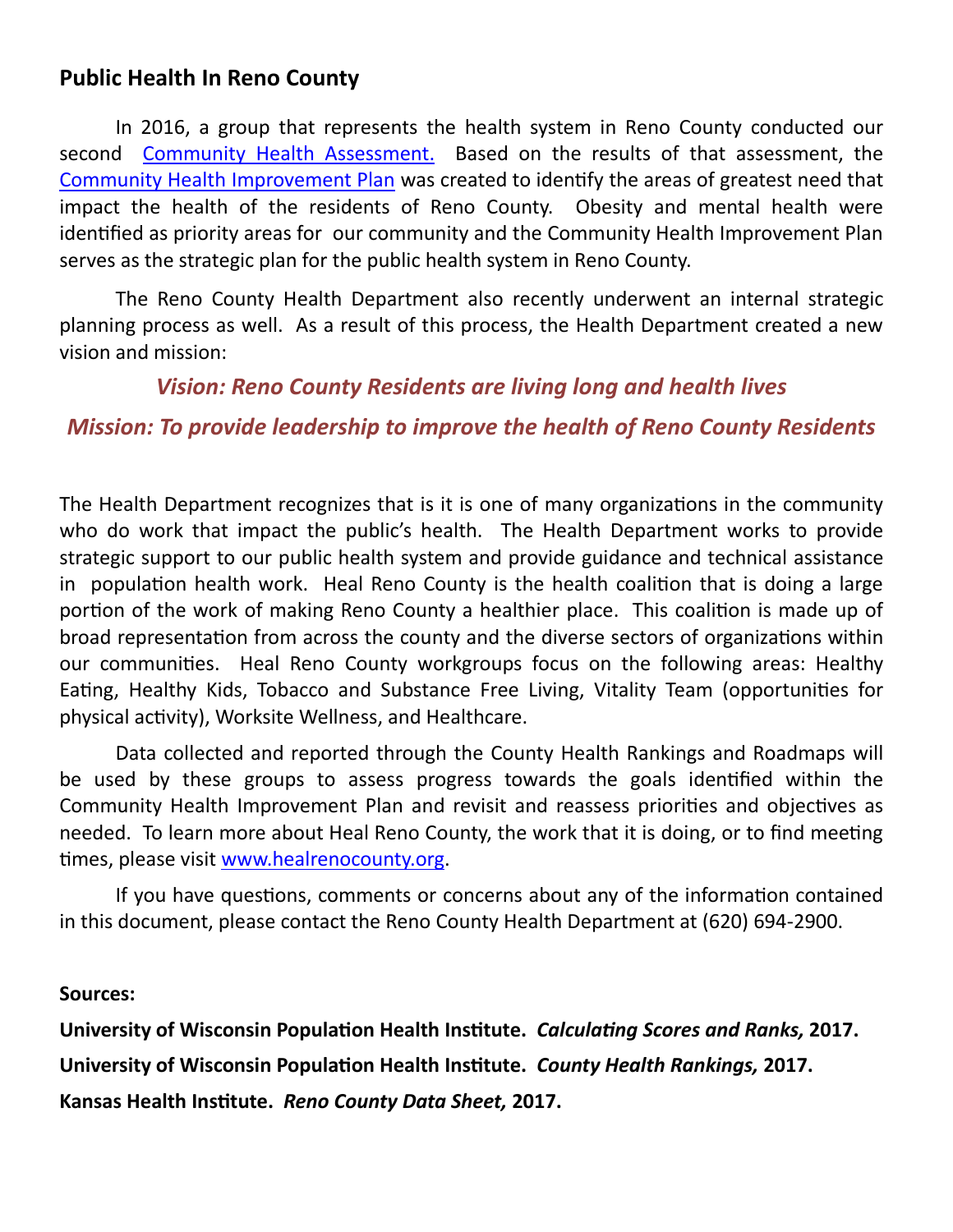## Public Health In Reno County

In 2016, a group that represents the health system in Reno County conducted our second [Community Health Assessment.](#) Based on the results of that assessment, the [Community Health Improvement Plan](#) was created to identify the areas of greatest need that impact the health of the residents of Reno County. Obesity and mental health were identified as priority areas for our community and the Community Health Improvement Plan serves as the strategic plan for the public health system in Reno County.

The Reno County Health Department also recently underwent an internal strategic planning process as well. As a result of this process, the Health Department created a new vision and mission:

***Vision: Reno County Residents are living long and health lives***

***Mission: To provide leadership to improve the health of Reno County Residents***

The Health Department recognizes that is it is one of many organizations in the community who do work that impact the public's health. The Health Department works to provide strategic support to our public health system and provide guidance and technical assistance in population health work. Heal Reno County is the health coalition that is doing a large portion of the work of making Reno County a healthier place. This coalition is made up of broad representation from across the county and the diverse sectors of organizations within our communities. Heal Reno County workgroups focus on the following areas: Healthy Eating, Healthy Kids, Tobacco and Substance Free Living, Vitality Team (opportunities for physical activity), Worksite Wellness, and Healthcare.

Data collected and reported through the County Health Rankings and Roadmaps will be used by these groups to assess progress towards the goals identified within the Community Health Improvement Plan and revisit and reassess priorities and objectives as needed. To learn more about Heal Reno County, the work that it is doing, or to find meeting times, please visit [www.healrenocounty.org](http://www.healrenocounty.org).

If you have questions, comments or concerns about any of the information contained in this document, please contact the Reno County Health Department at (620) 694-2900.

**Sources:**

**University of Wisconsin Population Health Institute. *Calculating Scores and Ranks,* 2017.**

**University of Wisconsin Population Health Institute. *County Health Rankings,* 2017.**

**Kansas Health Institute. *Reno County Data Sheet,* 2017.**